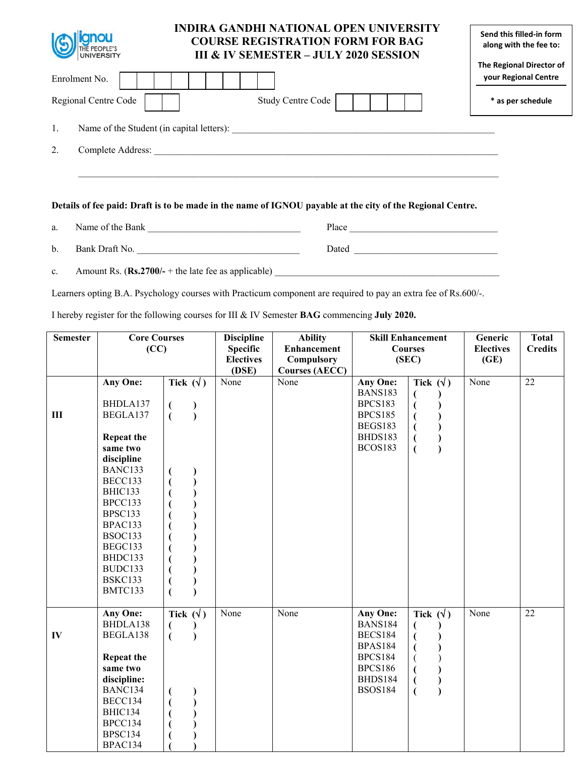# INDIRA GANDHI NATIONAL OPEN UNIVERSITY
## COURSE REGISTRATION FORM FOR BAG
## III & IV SEMESTER – JULY 2020 SESSION

ignou THE PEOPLE'S UNIVERSITY

Send this filled-in form along with the fee to:

The Regional Director of your Regional Centre

* as per schedule

Enrolment No. | | | | | | | | | |

Regional Centre Code | | |  Study Centre Code | | | | | |

1. Name of the Student (in capital letters): ____________________________________________

2. Complete Address: ____________________________________________________________

____________________________________________________________

**Details of fee paid: Draft is to be made in the name of IGNOU payable at the city of the Regional Centre.**

a. Name of the Bank ______________________ Place ______________________

b. Bank Draft No. ______________________ Dated ______________________

c. Amount Rs. (**Rs.2700/-** + the late fee as applicable) ______________________________________

Learners opting B.A. Psychology courses with Practicum component are required to pay an extra fee of Rs.600/-.

I hereby register for the following courses for III & IV Semester **BAG** commencing **July 2020.**

| Semester | Core Courses (CC) | | Discipline Specific Electives (DSE) | Ability Enhancement Compulsory Courses (AECC) | Skill Enhancement Courses (SEC) | | Generic Electives (GE) | Total Credits |
|---|---|---|---|---|---|---|---|---|
| III | **Any One:** | **Tick (√)** | None | None | **Any One:** | **Tick (√)** | None | 22 |
| | BHDLA137 | ( ) | | | BANS183 | ( ) | | |
| | BEGLA137 | ( ) | | | BPCS183 | ( ) | | |
| | **Repeat the same two discipline** | | | | BPCS185 | ( ) | | |
| | BANC133 | ( ) | | | BEGS183 | ( ) | | |
| | BECC133 | ( ) | | | BHDS183 | ( ) | | |
| | BHIC133 | ( ) | | | BCOS183 | ( ) | | |
| | BPCC133 | ( ) | | | | | | |
| | BPSC133 | ( ) | | | | | | |
| | BPAC133 | ( ) | | | | | | |
| | BSOC133 | ( ) | | | | | | |
| | BEGC133 | ( ) | | | | | | |
| | BHDC133 | ( ) | | | | | | |
| | BUDC133 | ( ) | | | | | | |
| | BSKC133 | ( ) | | | | | | |
| | BMTC133 | ( ) | | | | | | |
| IV | **Any One:** | **Tick (√)** | None | None | **Any One:** | **Tick (√)** | None | 22 |
| | BHDLA138 | ( ) | | | BANS184 | ( ) | | |
| | BEGLA138 | ( ) | | | BECS184 | ( ) | | |
| | **Repeat the same two discipline:** | | | | BPAS184 | ( ) | | |
| | BANC134 | ( ) | | | BPCS184 | ( ) | | |
| | BECC134 | ( ) | | | BPCS186 | ( ) | | |
| | BHIC134 | ( ) | | | BHDS184 | ( ) | | |
| | BPCC134 | ( ) | | | BSOS184 | ( ) | | |
| | BPSC134 | ( ) | | | | | | |
| | BPAC134 | ( ) | | | | | | |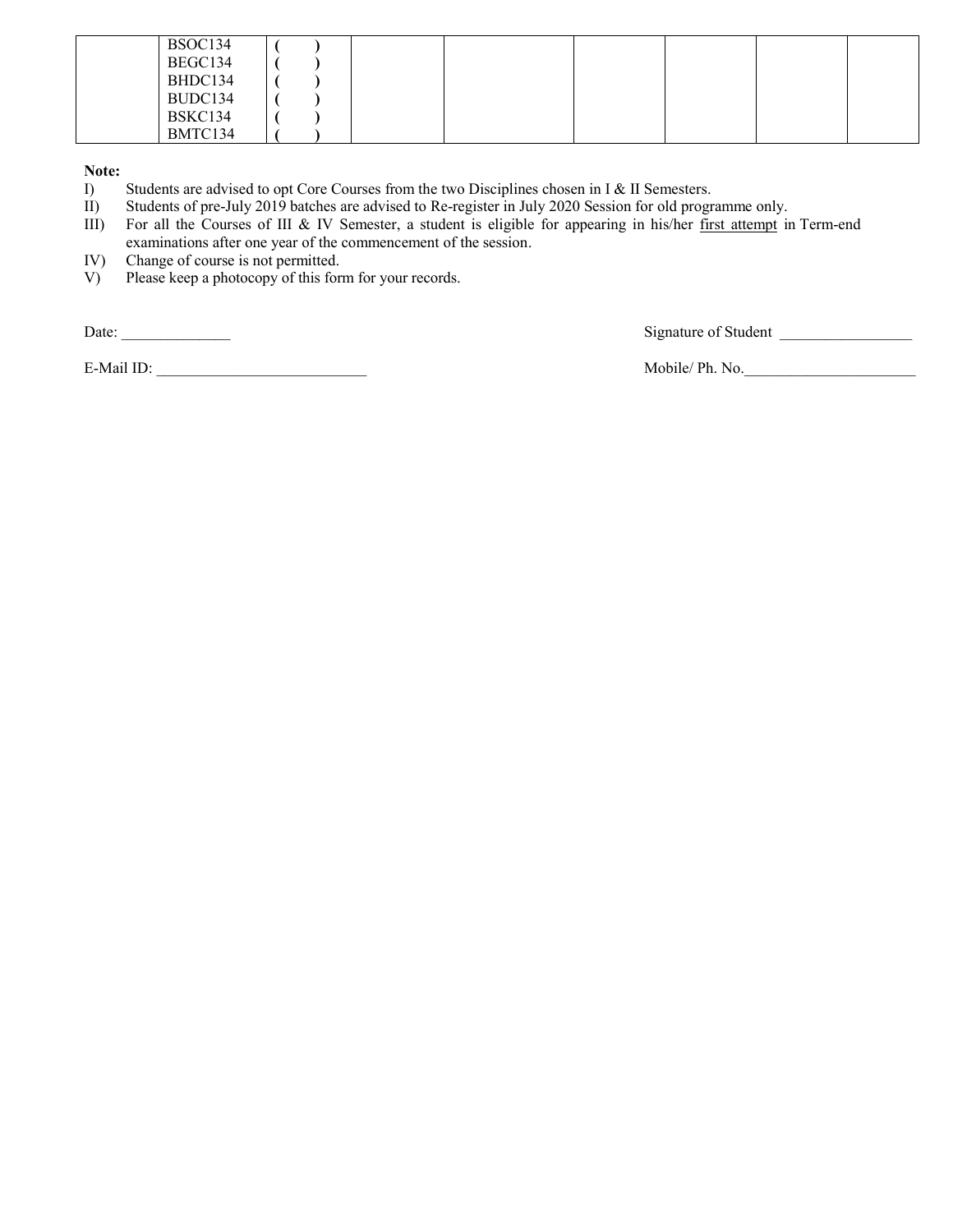| | | | | | | | | |
|---|---|---|---|---|---|---|---|---|
| | BSOC134<br>BEGC134<br>BHDC134<br>BUDC134<br>BSKC134<br>BMTC134 | ( )<br>( )<br>( )<br>( )<br>( )<br>( ) | | | | | | |

**Note:**

I) Students are advised to opt Core Courses from the two Disciplines chosen in I & II Semesters.

II) Students of pre-July 2019 batches are advised to Re-register in July 2020 Session for old programme only.

III) For all the Courses of III & IV Semester, a student is eligible for appearing in his/her first attempt in Term-end examinations after one year of the commencement of the session.

IV) Change of course is not permitted.

V) Please keep a photocopy of this form for your records.

Date: ______________ Signature of Student _________________

E-Mail ID: ___________________________ Mobile/ Ph. No.______________________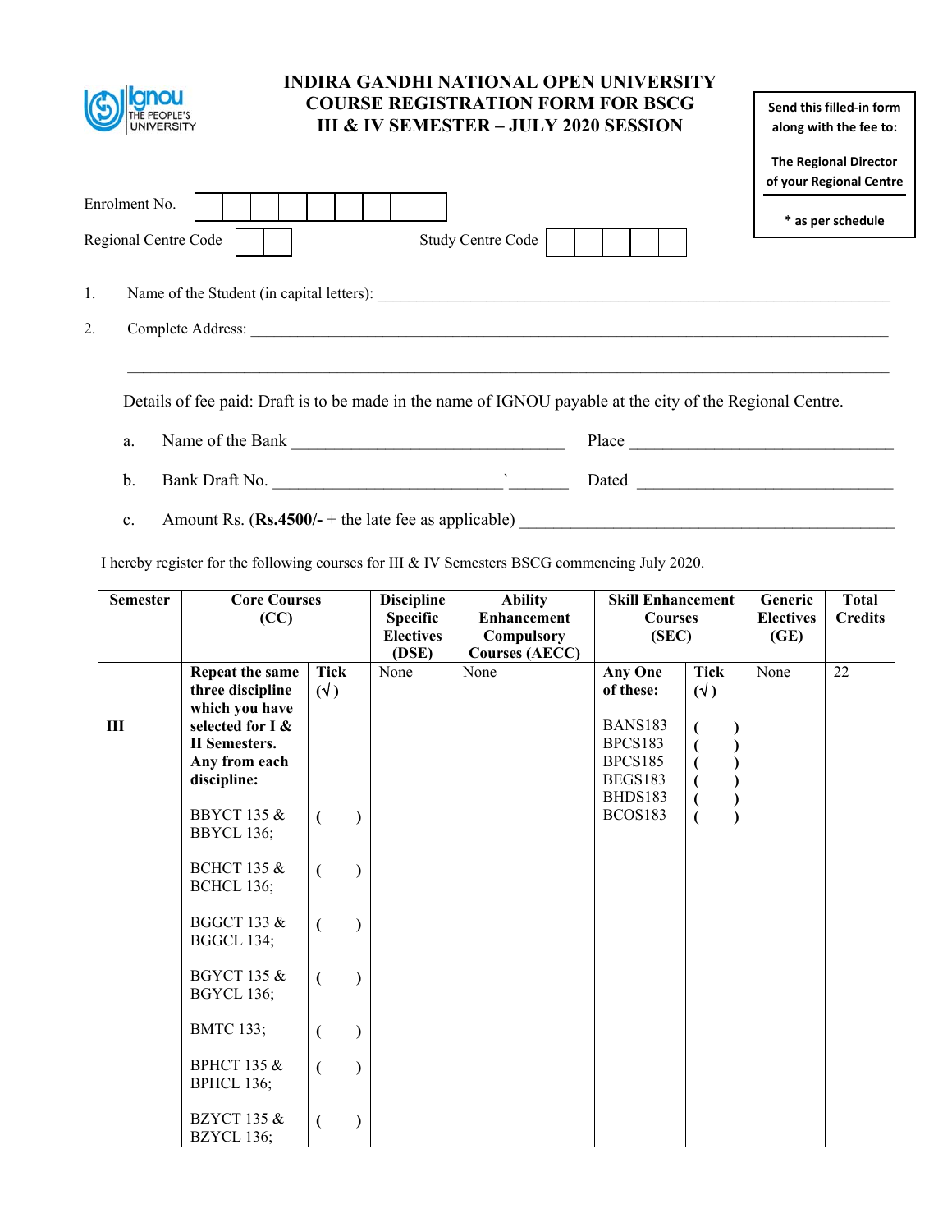# INDIRA GANDHI NATIONAL OPEN UNIVERSITY
## COURSE REGISTRATION FORM FOR BSCG III & IV SEMESTER – JULY 2020 SESSION

Send this filled-in form along with the fee to:

The Regional Director of your Regional Centre

\* as per schedule

Enrolment No. | | | | | | | | | |

Regional Centre Code | | |    Study Centre Code | | | | | |

1. Name of the Student (in capital letters): ____________________________________________

2. Complete Address: ____________________________________________

____________________________________________

Details of fee paid: Draft is to be made in the name of IGNOU payable at the city of the Regional Centre.

a. Name of the Bank ______________________ Place ______________________

b. Bank Draft No. ______________________ Dated ______________________

c. Amount Rs. (**Rs.4500/-** + the late fee as applicable) ______________________

I hereby register for the following courses for III & IV Semesters BSCG commencing July 2020.

| Semester | Core Courses (CC) | Tick (√) | Discipline Specific Electives (DSE) | Ability Enhancement Compulsory Courses (AECC) | Skill Enhancement Courses (SEC) | Tick (√) | Generic Electives (GE) | Total Credits |
|---|---|---|---|---|---|---|---|---|
| III | **Repeat the same three discipline which you have selected for I & II Semesters. Any from each discipline:** | | None | None | **Any One of these:** | | None | 22 |
| | BBYCT 135 & BBYCL 136; | ( ) | | | BANS183 | ( ) | | |
| | BCHCT 135 & BCHCL 136; | ( ) | | | BPCS183 | ( ) | | |
| | BGGCT 133 & BGGCL 134; | ( ) | | | BPCS185 | ( ) | | |
| | BGYCT 135 & BGYCL 136; | ( ) | | | BEGS183 | ( ) | | |
| | BMTC 133; | ( ) | | | BHDS183 | ( ) | | |
| | BPHCT 135 & BPHCL 136; | ( ) | | | BCOS183 | ( ) | | |
| | BZYCT 135 & BZYCL 136; | ( ) | | | | | | |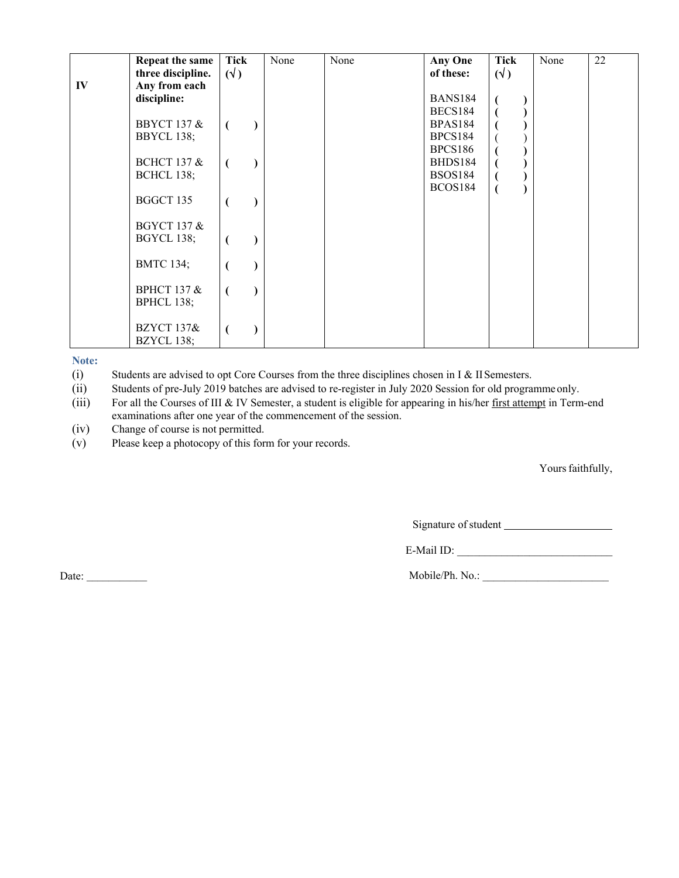| | | | | | | | | |
|---|---|---|---|---|---|---|---|---|
| IV | **Repeat the same three discipline. Any from each discipline:**<br><br>BBYCT 137 & BBYCL 138;<br><br>BCHCT 137 & BCHCL 138;<br><br>BGGCT 135<br><br>BGYCT 137 & BGYCL 138;<br><br>BMTC 134;<br><br>BPHCT 137 & BPHCL 138;<br><br>BZYCT 137& BZYCL 138; | **Tick (√)**<br><br>( )<br><br>( )<br><br>( )<br><br>( )<br><br>( )<br><br>( )<br><br>( ) | None | None | **Any One of these:**<br><br>BANS184<br>BECS184<br>BPAS184<br>BPCS184<br>BPCS186<br>BHDS184<br>BSOS184<br>BCOS184 | **Tick (√)**<br><br>( )<br>( )<br>( )<br>( )<br>( )<br>( )<br>( )<br>( ) | None | 22 |

**Note:**

(i) Students are advised to opt Core Courses from the three disciplines chosen in I & II Semesters.

(ii) Students of pre-July 2019 batches are advised to re-register in July 2020 Session for old programme only.

(iii) For all the Courses of III & IV Semester, a student is eligible for appearing in his/her <u>first attempt</u> in Term-end examinations after one year of the commencement of the session.

(iv) Change of course is not permitted.

(v) Please keep a photocopy of this form for your records.

Yours faithfully,

Signature of student ____________________

E-Mail ID: ____________________________

Date: ___________

Mobile/Ph. No.: _______________________